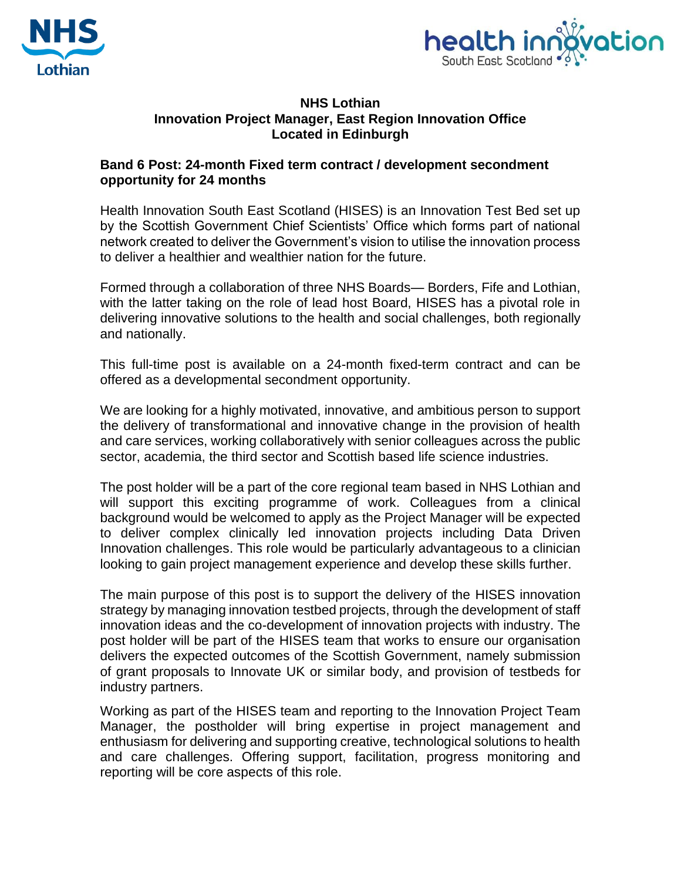**NHS Lothian**
**Innovation Project Manager, East Region Innovation Office**
**Located in Edinburgh**

**Band 6 Post: 24-month Fixed term contract / development secondment opportunity for 24 months**

Health Innovation South East Scotland (HISES) is an Innovation Test Bed set up by the Scottish Government Chief Scientists' Office which forms part of national network created to deliver the Government's vision to utilise the innovation process to deliver a healthier and wealthier nation for the future.

Formed through a collaboration of three NHS Boards— Borders, Fife and Lothian, with the latter taking on the role of lead host Board, HISES has a pivotal role in delivering innovative solutions to the health and social challenges, both regionally and nationally.

This full-time post is available on a 24-month fixed-term contract and can be offered as a developmental secondment opportunity.

We are looking for a highly motivated, innovative, and ambitious person to support the delivery of transformational and innovative change in the provision of health and care services, working collaboratively with senior colleagues across the public sector, academia, the third sector and Scottish based life science industries.

The post holder will be a part of the core regional team based in NHS Lothian and will support this exciting programme of work. Colleagues from a clinical background would be welcomed to apply as the Project Manager will be expected to deliver complex clinically led innovation projects including Data Driven Innovation challenges. This role would be particularly advantageous to a clinician looking to gain project management experience and develop these skills further.

The main purpose of this post is to support the delivery of the HISES innovation strategy by managing innovation testbed projects, through the development of staff innovation ideas and the co-development of innovation projects with industry. The post holder will be part of the HISES team that works to ensure our organisation delivers the expected outcomes of the Scottish Government, namely submission of grant proposals to Innovate UK or similar body, and provision of testbeds for industry partners.

Working as part of the HISES team and reporting to the Innovation Project Team Manager, the postholder will bring expertise in project management and enthusiasm for delivering and supporting creative, technological solutions to health and care challenges. Offering support, facilitation, progress monitoring and reporting will be core aspects of this role.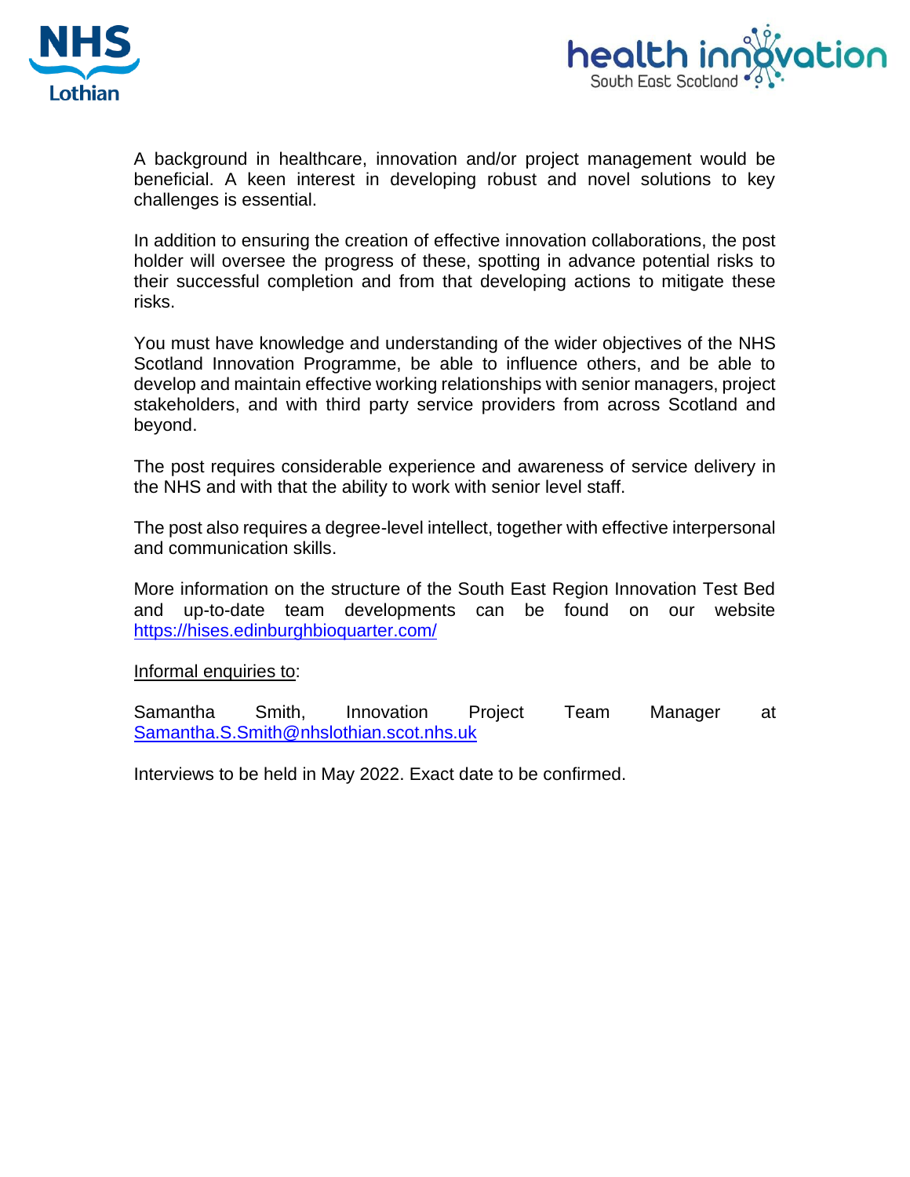A background in healthcare, innovation and/or project management would be beneficial. A keen interest in developing robust and novel solutions to key challenges is essential.

In addition to ensuring the creation of effective innovation collaborations, the post holder will oversee the progress of these, spotting in advance potential risks to their successful completion and from that developing actions to mitigate these risks.

You must have knowledge and understanding of the wider objectives of the NHS Scotland Innovation Programme, be able to influence others, and be able to develop and maintain effective working relationships with senior managers, project stakeholders, and with third party service providers from across Scotland and beyond.

The post requires considerable experience and awareness of service delivery in the NHS and with that the ability to work with senior level staff.

The post also requires a degree-level intellect, together with effective interpersonal and communication skills.

More information on the structure of the South East Region Innovation Test Bed and up-to-date team developments can be found on our website https://hises.edinburghbioquarter.com/

Informal enquiries to:

Samantha Smith, Innovation Project Team Manager at Samantha.S.Smith@nhslothian.scot.nhs.uk

Interviews to be held in May 2022. Exact date to be confirmed.